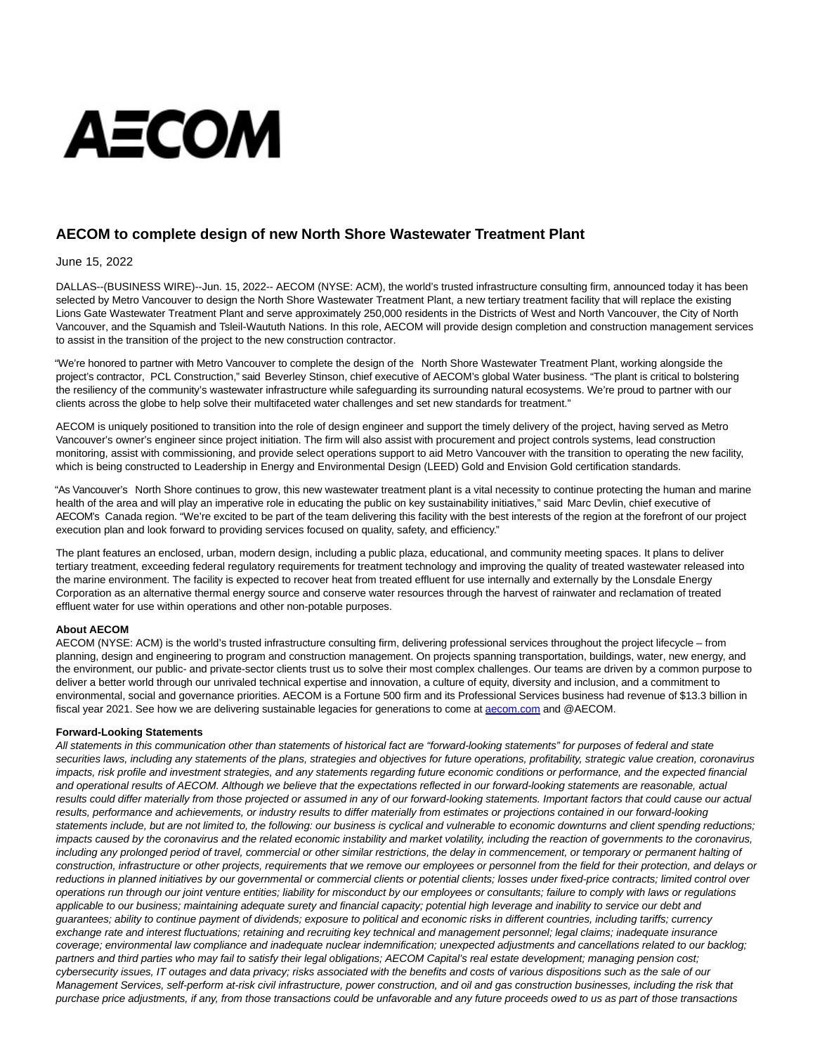AECOM

# AECOM to complete design of new North Shore Wastewater Treatment Plant

June 15, 2022

DALLAS--(BUSINESS WIRE)--Jun. 15, 2022-- AECOM (NYSE: ACM), the world's trusted infrastructure consulting firm, announced today it has been selected by Metro Vancouver to design the North Shore Wastewater Treatment Plant, a new tertiary treatment facility that will replace the existing Lions Gate Wastewater Treatment Plant and serve approximately 250,000 residents in the Districts of West and North Vancouver, the City of North Vancouver, and the Squamish and Tsleil-Waututh Nations. In this role, AECOM will provide design completion and construction management services to assist in the transition of the project to the new construction contractor.

"We're honored to partner with Metro Vancouver to complete the design of the North Shore Wastewater Treatment Plant, working alongside the project's contractor, PCL Construction," said Beverley Stinson, chief executive of AECOM's global Water business. "The plant is critical to bolstering the resiliency of the community's wastewater infrastructure while safeguarding its surrounding natural ecosystems. We're proud to partner with our clients across the globe to help solve their multifaceted water challenges and set new standards for treatment."

AECOM is uniquely positioned to transition into the role of design engineer and support the timely delivery of the project, having served as Metro Vancouver's owner's engineer since project initiation. The firm will also assist with procurement and project controls systems, lead construction monitoring, assist with commissioning, and provide select operations support to aid Metro Vancouver with the transition to operating the new facility, which is being constructed to Leadership in Energy and Environmental Design (LEED) Gold and Envision Gold certification standards.

"As Vancouver's North Shore continues to grow, this new wastewater treatment plant is a vital necessity to continue protecting the human and marine health of the area and will play an imperative role in educating the public on key sustainability initiatives," said Marc Devlin, chief executive of AECOM's Canada region. "We're excited to be part of the team delivering this facility with the best interests of the region at the forefront of our project execution plan and look forward to providing services focused on quality, safety, and efficiency."

The plant features an enclosed, urban, modern design, including a public plaza, educational, and community meeting spaces. It plans to deliver tertiary treatment, exceeding federal regulatory requirements for treatment technology and improving the quality of treated wastewater released into the marine environment. The facility is expected to recover heat from treated effluent for use internally and externally by the Lonsdale Energy Corporation as an alternative thermal energy source and conserve water resources through the harvest of rainwater and reclamation of treated effluent water for use within operations and other non-potable purposes.

**About AECOM**
AECOM (NYSE: ACM) is the world's trusted infrastructure consulting firm, delivering professional services throughout the project lifecycle – from planning, design and engineering to program and construction management. On projects spanning transportation, buildings, water, new energy, and the environment, our public- and private-sector clients trust us to solve their most complex challenges. Our teams are driven by a common purpose to deliver a better world through our unrivaled technical expertise and innovation, a culture of equity, diversity and inclusion, and a commitment to environmental, social and governance priorities. AECOM is a Fortune 500 firm and its Professional Services business had revenue of $13.3 billion in fiscal year 2021. See how we are delivering sustainable legacies for generations to come at aecom.com and @AECOM.

**Forward-Looking Statements**
*All statements in this communication other than statements of historical fact are "forward-looking statements" for purposes of federal and state securities laws, including any statements of the plans, strategies and objectives for future operations, profitability, strategic value creation, coronavirus impacts, risk profile and investment strategies, and any statements regarding future economic conditions or performance, and the expected financial and operational results of AECOM. Although we believe that the expectations reflected in our forward-looking statements are reasonable, actual results could differ materially from those projected or assumed in any of our forward-looking statements. Important factors that could cause our actual results, performance and achievements, or industry results to differ materially from estimates or projections contained in our forward-looking statements include, but are not limited to, the following: our business is cyclical and vulnerable to economic downturns and client spending reductions; impacts caused by the coronavirus and the related economic instability and market volatility, including the reaction of governments to the coronavirus, including any prolonged period of travel, commercial or other similar restrictions, the delay in commencement, or temporary or permanent halting of construction, infrastructure or other projects, requirements that we remove our employees or personnel from the field for their protection, and delays or reductions in planned initiatives by our governmental or commercial clients or potential clients; losses under fixed-price contracts; limited control over operations run through our joint venture entities; liability for misconduct by our employees or consultants; failure to comply with laws or regulations applicable to our business; maintaining adequate surety and financial capacity; potential high leverage and inability to service our debt and guarantees; ability to continue payment of dividends; exposure to political and economic risks in different countries, including tariffs; currency exchange rate and interest fluctuations; retaining and recruiting key technical and management personnel; legal claims; inadequate insurance coverage; environmental law compliance and inadequate nuclear indemnification; unexpected adjustments and cancellations related to our backlog; partners and third parties who may fail to satisfy their legal obligations; AECOM Capital's real estate development; managing pension cost; cybersecurity issues, IT outages and data privacy; risks associated with the benefits and costs of various dispositions such as the sale of our Management Services, self-perform at-risk civil infrastructure, power construction, and oil and gas construction businesses, including the risk that purchase price adjustments, if any, from those transactions could be unfavorable and any future proceeds owed to us as part of those transactions*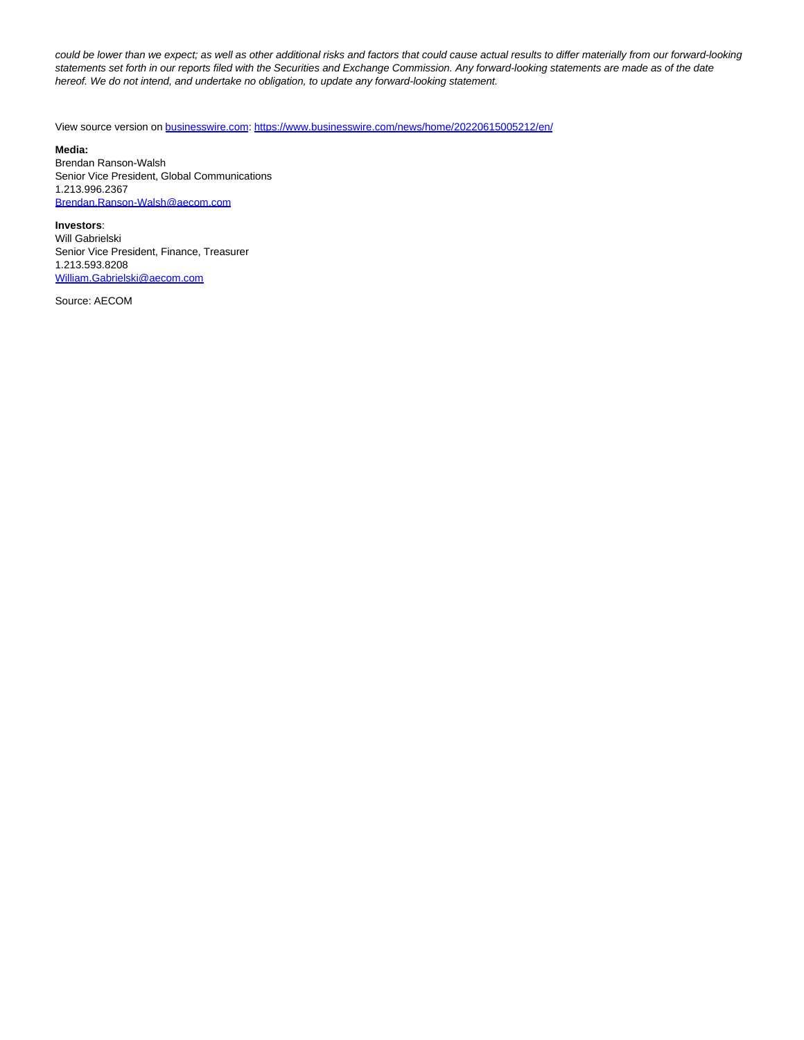*could be lower than we expect; as well as other additional risks and factors that could cause actual results to differ materially from our forward-looking statements set forth in our reports filed with the Securities and Exchange Commission. Any forward-looking statements are made as of the date hereof. We do not intend, and undertake no obligation, to update any forward-looking statement.*

View source version on [businesswire.com](https://www.businesswire.com): [https://www.businesswire.com/news/home/20220615005212/en/](https://www.businesswire.com/news/home/20220615005212/en/)

**Media:**
Brendan Ranson-Walsh
Senior Vice President, Global Communications
1.213.996.2367
[Brendan.Ranson-Walsh@aecom.com](mailto:Brendan.Ranson-Walsh@aecom.com)

**Investors**:
Will Gabrielski
Senior Vice President, Finance, Treasurer
1.213.593.8208
[William.Gabrielski@aecom.com](mailto:William.Gabrielski@aecom.com)

Source: AECOM